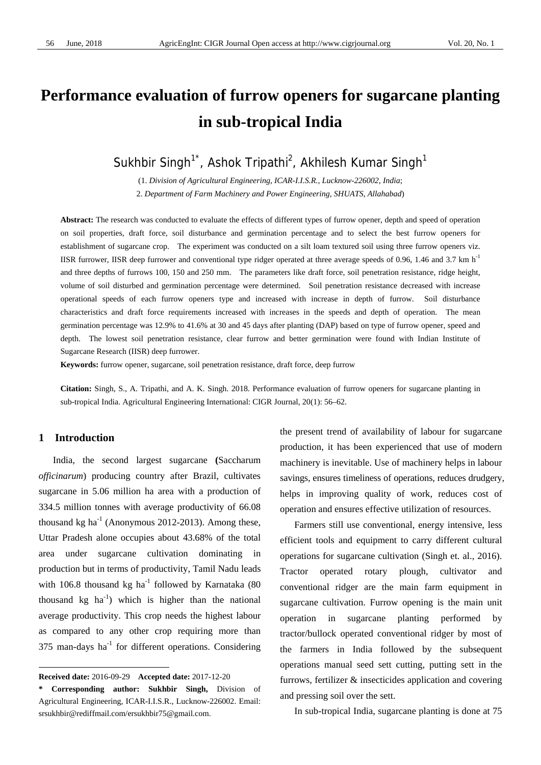# Performance evaluation of furrow openers for sugarcane planting in sub-tropical India

Sukhbir Singh[1*], Ashok Tripathi[2], Akhilesh Kumar Singh[1]

(1. *Division of Agricultural Engineering, ICAR-I.I.S.R., Lucknow-226002, India*;
2. *Department of Farm Machinery and Power Engineering, SHUATS, Allahabad*)

**Abstract:** The research was conducted to evaluate the effects of different types of furrow opener, depth and speed of operation on soil properties, draft force, soil disturbance and germination percentage and to select the best furrow openers for establishment of sugarcane crop. The experiment was conducted on a silt loam textured soil using three furrow openers viz. IISR furrower, IISR deep furrower and conventional type ridger operated at three average speeds of 0.96, 1.46 and 3.7 km h$^{-1}$ and three depths of furrows 100, 150 and 250 mm. The parameters like draft force, soil penetration resistance, ridge height, volume of soil disturbed and germination percentage were determined. Soil penetration resistance decreased with increase operational speeds of each furrow openers type and increased with increase in depth of furrow. Soil disturbance characteristics and draft force requirements increased with increases in the speeds and depth of operation. The mean germination percentage was 12.9% to 41.6% at 30 and 45 days after planting (DAP) based on type of furrow opener, speed and depth. The lowest soil penetration resistance, clear furrow and better germination were found with Indian Institute of Sugarcane Research (IISR) deep furrower.

**Keywords:** furrow opener, sugarcane, soil penetration resistance, draft force, deep furrow

**Citation:** Singh, S., A. Tripathi, and A. K. Singh. 2018. Performance evaluation of furrow openers for sugarcane planting in sub-tropical India. Agricultural Engineering International: CIGR Journal, 20(1): 56–62.

## 1 Introduction

India, the second largest sugarcane (Saccharum *officinarum*) producing country after Brazil, cultivates sugarcane in 5.06 million ha area with a production of 334.5 million tonnes with average productivity of 66.08 thousand kg ha$^{-1}$ (Anonymous 2012-2013). Among these, Uttar Pradesh alone occupies about 43.68% of the total area under sugarcane cultivation dominating in production but in terms of productivity, Tamil Nadu leads with 106.8 thousand kg ha$^{-1}$ followed by Karnataka (80 thousand kg ha$^{-1}$) which is higher than the national average productivity. This crop needs the highest labour as compared to any other crop requiring more than 375 man-days ha$^{-1}$ for different operations. Considering the present trend of availability of labour for sugarcane production, it has been experienced that use of modern machinery is inevitable. Use of machinery helps in labour savings, ensures timeliness of operations, reduces drudgery, helps in improving quality of work, reduces cost of operation and ensures effective utilization of resources.

Farmers still use conventional, energy intensive, less efficient tools and equipment to carry different cultural operations for sugarcane cultivation (Singh et. al., 2016). Tractor operated rotary plough, cultivator and conventional ridger are the main farm equipment in sugarcane cultivation. Furrow opening is the main unit operation in sugarcane planting performed by tractor/bullock operated conventional ridger by most of the farmers in India followed by the subsequent operations manual seed sett cutting, putting sett in the furrows, fertilizer & insecticides application and covering and pressing soil over the sett.

In sub-tropical India, sugarcane planting is done at 75

---

**Received date:** 2016-09-29 **Accepted date:** 2017-12-20

**\* Corresponding author: Sukhbir Singh,** Division of Agricultural Engineering, ICAR-I.I.S.R., Lucknow-226002. Email: srsukhbir@rediffmail.com/ersukhbir75@gmail.com.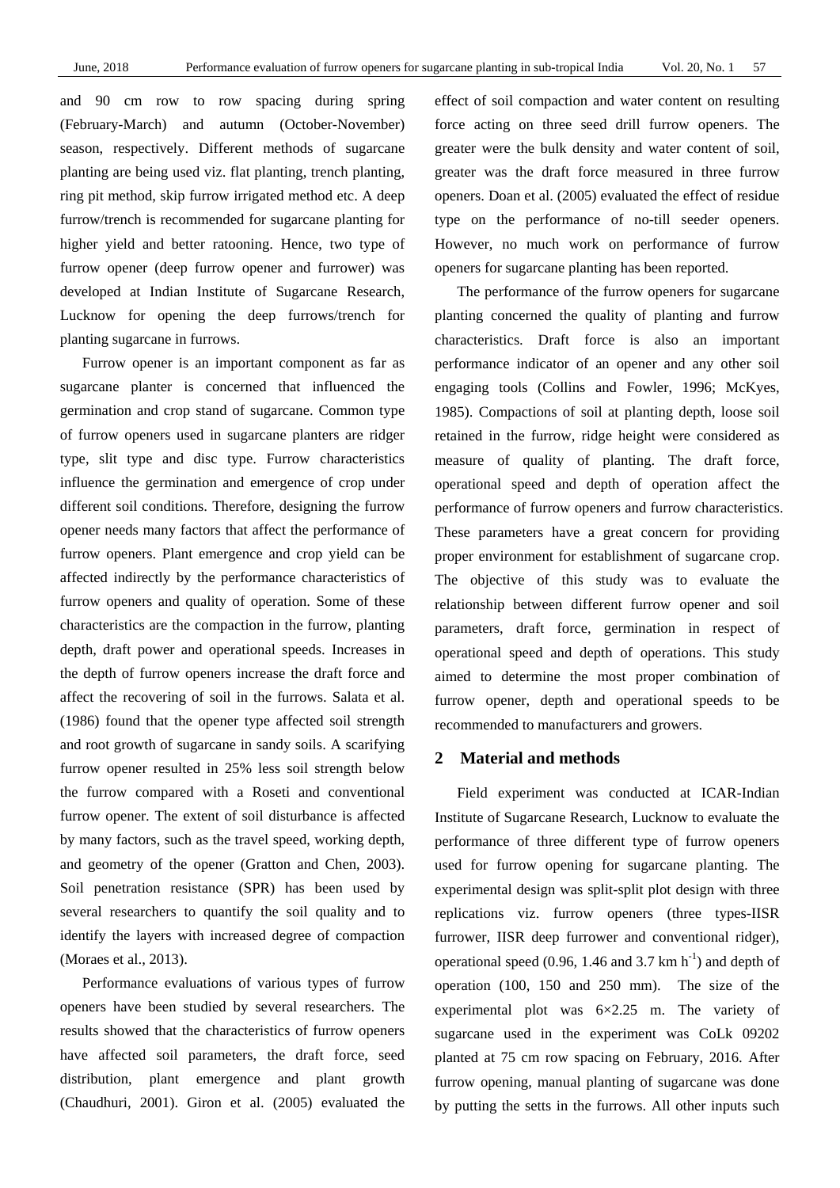and 90 cm row to row spacing during spring (February-March) and autumn (October-November) season, respectively. Different methods of sugarcane planting are being used viz. flat planting, trench planting, ring pit method, skip furrow irrigated method etc. A deep furrow/trench is recommended for sugarcane planting for higher yield and better ratooning. Hence, two type of furrow opener (deep furrow opener and furrower) was developed at Indian Institute of Sugarcane Research, Lucknow for opening the deep furrows/trench for planting sugarcane in furrows.

Furrow opener is an important component as far as sugarcane planter is concerned that influenced the germination and crop stand of sugarcane. Common type of furrow openers used in sugarcane planters are ridger type, slit type and disc type. Furrow characteristics influence the germination and emergence of crop under different soil conditions. Therefore, designing the furrow opener needs many factors that affect the performance of furrow openers. Plant emergence and crop yield can be affected indirectly by the performance characteristics of furrow openers and quality of operation. Some of these characteristics are the compaction in the furrow, planting depth, draft power and operational speeds. Increases in the depth of furrow openers increase the draft force and affect the recovering of soil in the furrows. Salata et al. (1986) found that the opener type affected soil strength and root growth of sugarcane in sandy soils. A scarifying furrow opener resulted in 25% less soil strength below the furrow compared with a Roseti and conventional furrow opener. The extent of soil disturbance is affected by many factors, such as the travel speed, working depth, and geometry of the opener (Gratton and Chen, 2003). Soil penetration resistance (SPR) has been used by several researchers to quantify the soil quality and to identify the layers with increased degree of compaction (Moraes et al., 2013).

Performance evaluations of various types of furrow openers have been studied by several researchers. The results showed that the characteristics of furrow openers have affected soil parameters, the draft force, seed distribution, plant emergence and plant growth (Chaudhuri, 2001). Giron et al. (2005) evaluated the effect of soil compaction and water content on resulting force acting on three seed drill furrow openers. The greater were the bulk density and water content of soil, greater was the draft force measured in three furrow openers. Doan et al. (2005) evaluated the effect of residue type on the performance of no-till seeder openers. However, no much work on performance of furrow openers for sugarcane planting has been reported.

The performance of the furrow openers for sugarcane planting concerned the quality of planting and furrow characteristics. Draft force is also an important performance indicator of an opener and any other soil engaging tools (Collins and Fowler, 1996; McKyes, 1985). Compactions of soil at planting depth, loose soil retained in the furrow, ridge height were considered as measure of quality of planting. The draft force, operational speed and depth of operation affect the performance of furrow openers and furrow characteristics. These parameters have a great concern for providing proper environment for establishment of sugarcane crop. The objective of this study was to evaluate the relationship between different furrow opener and soil parameters, draft force, germination in respect of operational speed and depth of operations. This study aimed to determine the most proper combination of furrow opener, depth and operational speeds to be recommended to manufacturers and growers.

## 2 Material and methods

Field experiment was conducted at ICAR-Indian Institute of Sugarcane Research, Lucknow to evaluate the performance of three different type of furrow openers used for furrow opening for sugarcane planting. The experimental design was split-split plot design with three replications viz. furrow openers (three types-IISR furrower, IISR deep furrower and conventional ridger), operational speed (0.96, 1.46 and 3.7 km $h^{-1}$) and depth of operation (100, 150 and 250 mm). The size of the experimental plot was 6×2.25 m. The variety of sugarcane used in the experiment was CoLk 09202 planted at 75 cm row spacing on February, 2016. After furrow opening, manual planting of sugarcane was done by putting the setts in the furrows. All other inputs such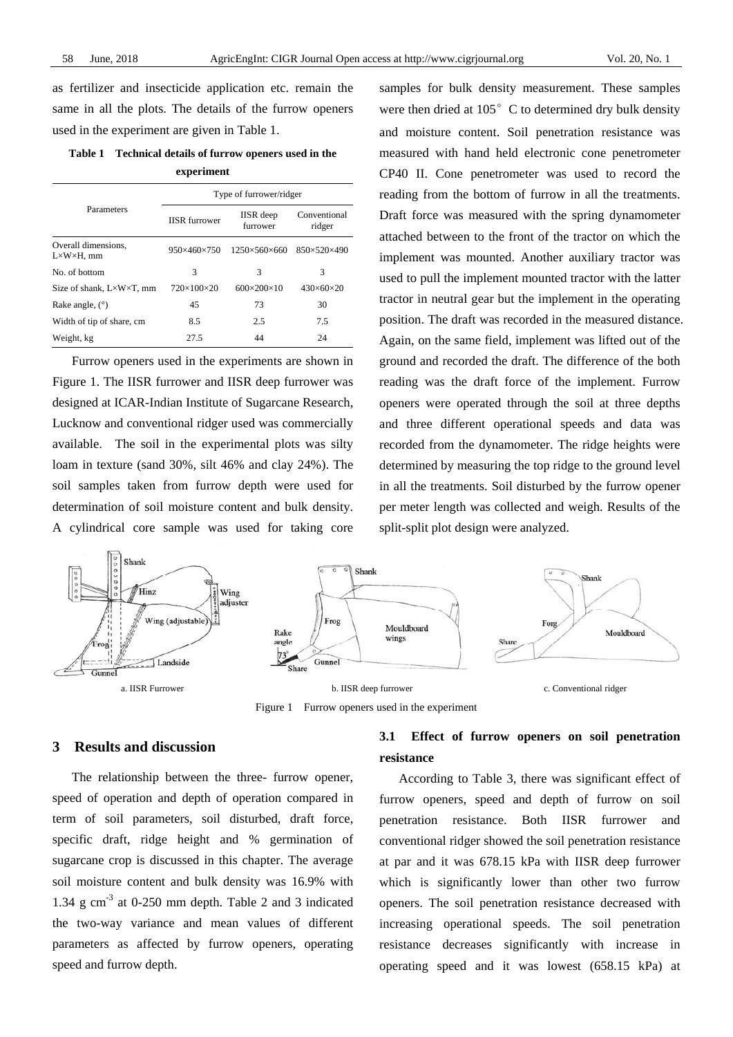as fertilizer and insecticide application etc. remain the same in all the plots. The details of the furrow openers used in the experiment are given in Table 1.

**Table 1 Technical details of furrow openers used in the experiment**

| Parameters | Type of furrower/ridger | | |
|---|---|---|---|
| | IISR furrower | IISR deep furrower | Conventional ridger |
| Overall dimensions, L×W×H, mm | 950×460×750 | 1250×560×660 | 850×520×490 |
| No. of bottom | 3 | 3 | 3 |
| Size of shank, L×W×T, mm | 720×100×20 | 600×200×10 | 430×60×20 |
| Rake angle, (°) | 45 | 73 | 30 |
| Width of tip of share, cm | 8.5 | 2.5 | 7.5 |
| Weight, kg | 27.5 | 44 | 24 |

Furrow openers used in the experiments are shown in Figure 1. The IISR furrower and IISR deep furrower was designed at ICAR-Indian Institute of Sugarcane Research, Lucknow and conventional ridger used was commercially available. The soil in the experimental plots was silty loam in texture (sand 30%, silt 46% and clay 24%). The soil samples taken from furrow depth were used for determination of soil moisture content and bulk density. A cylindrical core sample was used for taking core samples for bulk density measurement. These samples were then dried at 105°C to determined dry bulk density and moisture content. Soil penetration resistance was measured with hand held electronic cone penetrometer CP40 II. Cone penetrometer was used to record the reading from the bottom of furrow in all the treatments. Draft force was measured with the spring dynamometer attached between to the front of the tractor on which the implement was mounted. Another auxiliary tractor was used to pull the implement mounted tractor with the latter tractor in neutral gear but the implement in the operating position. The draft was recorded in the measured distance. Again, on the same field, implement was lifted out of the ground and recorded the draft. The difference of the both reading was the draft force of the implement. Furrow openers were operated through the soil at three depths and three different operational speeds and data was recorded from the dynamometer. The ridge heights were determined by measuring the top ridge to the ground level in all the treatments. Soil disturbed by the furrow opener per meter length was collected and weigh. Results of the split-split plot design were analyzed.

a. IISR Furrower b. IISR deep furrower c. Conventional ridger

Figure 1 Furrow openers used in the experiment

## 3 Results and discussion

The relationship between the three- furrow opener, speed of operation and depth of operation compared in term of soil parameters, soil disturbed, draft force, specific draft, ridge height and % germination of sugarcane crop is discussed in this chapter. The average soil moisture content and bulk density was 16.9% with 1.34 g $cm^{-3}$ at 0-250 mm depth. Table 2 and 3 indicated the two-way variance and mean values of different parameters as affected by furrow openers, operating speed and furrow depth.

### 3.1 Effect of furrow openers on soil penetration resistance

According to Table 3, there was significant effect of furrow openers, speed and depth of furrow on soil penetration resistance. Both IISR furrower and conventional ridger showed the soil penetration resistance at par and it was 678.15 kPa with IISR deep furrower which is significantly lower than other two furrow openers. The soil penetration resistance decreased with increasing operational speeds. The soil penetration resistance decreases significantly with increase in operating speed and it was lowest (658.15 kPa) at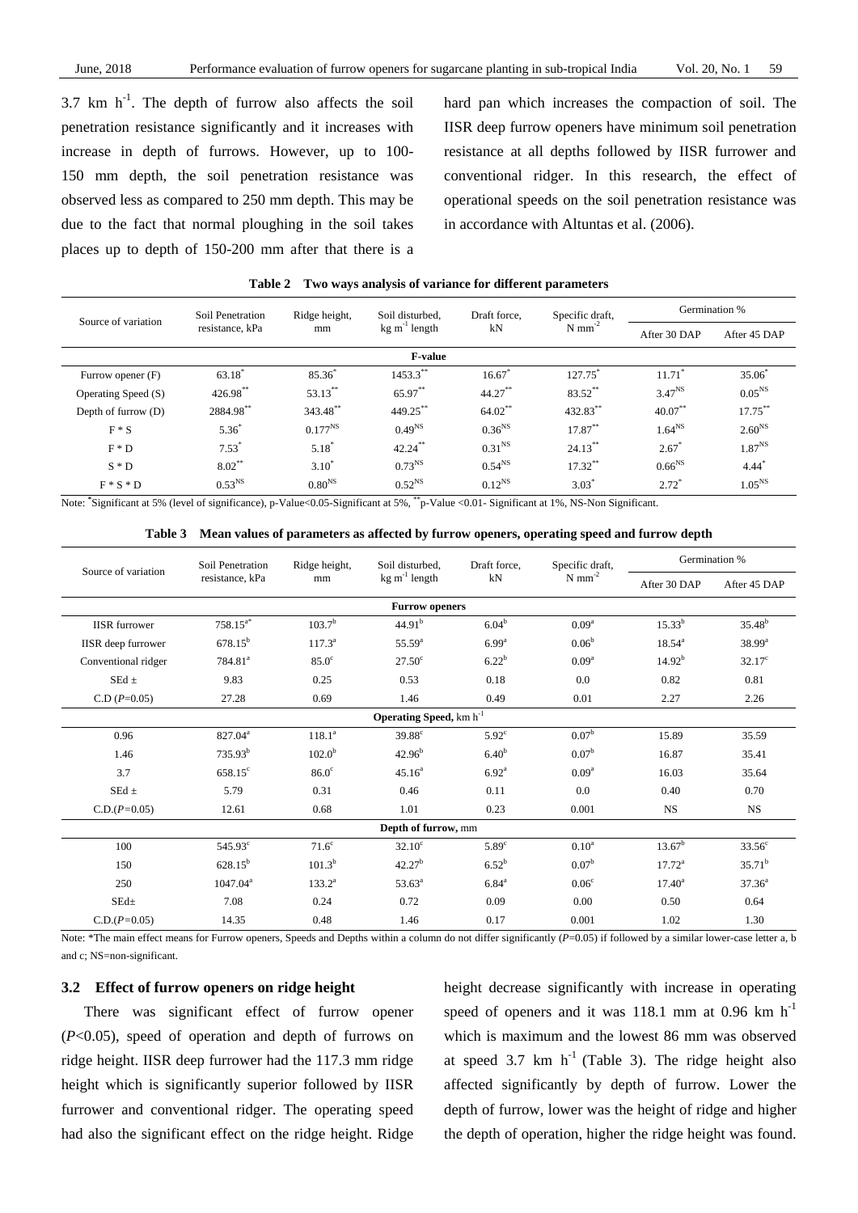3.7 km $h^{-1}$. The depth of furrow also affects the soil penetration resistance significantly and it increases with increase in depth of furrows. However, up to 100-150 mm depth, the soil penetration resistance was observed less as compared to 250 mm depth. This may be due to the fact that normal ploughing in the soil takes places up to depth of 150-200 mm after that there is a hard pan which increases the compaction of soil. The IISR deep furrow openers have minimum soil penetration resistance at all depths followed by IISR furrower and conventional ridger. In this research, the effect of operational speeds on the soil penetration resistance was in accordance with Altuntas et al. (2006).

**Table 2 Two ways analysis of variance for different parameters**

| Source of variation | Soil Penetration resistance, kPa | Ridge height, mm | Soil disturbed, kg $m^{-1}$ length | Draft force, kN | Specific draft, N $mm^{-2}$ | Germination % | |
|---|---|---|---|---|---|---|---|
| | | | | | | After 30 DAP | After 45 DAP |
| **F-value** | | | | | | | |
| Furrow opener (F) | $63.18^{*}$ | $85.36^{*}$ | $1453.3^{**}$ | $16.67^{*}$ | $127.75^{*}$ | $11.71^{*}$ | $35.06^{*}$ |
| Operating Speed (S) | $426.98^{**}$ | $53.13^{**}$ | $65.97^{**}$ | $44.27^{**}$ | $83.52^{**}$ | $3.47^{NS}$ | $0.05^{NS}$ |
| Depth of furrow (D) | $2884.98^{**}$ | $343.48^{**}$ | $449.25^{**}$ | $64.02^{**}$ | $432.83^{**}$ | $40.07^{**}$ | $17.75^{**}$ |
| F * S | $5.36^{*}$ | $0.177^{NS}$ | $0.49^{NS}$ | $0.36^{NS}$ | $17.87^{**}$ | $1.64^{NS}$ | $2.60^{NS}$ |
| F * D | $7.53^{*}$ | $5.18^{*}$ | $42.24^{**}$ | $0.31^{NS}$ | $24.13^{**}$ | $2.67^{*}$ | $1.87^{NS}$ |
| S * D | $8.02^{**}$ | $3.10^{*}$ | $0.73^{NS}$ | $0.54^{NS}$ | $17.32^{**}$ | $0.66^{NS}$ | $4.44^{*}$ |
| F * S * D | $0.53^{NS}$ | $0.80^{NS}$ | $0.52^{NS}$ | $0.12^{NS}$ | $3.03^{*}$ | $2.72^{*}$ | $1.05^{NS}$ |

Note: *Significant at 5% (level of significance), p-Value<0.05-Significant at 5%, **p-Value <0.01- Significant at 1%, NS-Non Significant.

**Table 3 Mean values of parameters as affected by furrow openers, operating speed and furrow depth**

| Source of variation | Soil Penetration resistance, kPa | Ridge height, mm | Soil disturbed, kg $m^{-1}$ length | Draft force, kN | Specific draft, N $mm^{-2}$ | Germination % | |
|---|---|---|---|---|---|---|---|
| | | | | | | After 30 DAP | After 45 DAP |
| **Furrow openers** | | | | | | | |
| IISR furrower | $758.15^{a*}$ | $103.7^{b}$ | $44.91^{b}$ | $6.04^{b}$ | $0.09^{a}$ | $15.33^{b}$ | $35.48^{b}$ |
| IISR deep furrower | $678.15^{b}$ | $117.3^{a}$ | $55.59^{a}$ | $6.99^{a}$ | $0.06^{b}$ | $18.54^{a}$ | $38.99^{a}$ |
| Conventional ridger | $784.81^{a}$ | $85.0^{c}$ | $27.50^{c}$ | $6.22^{b}$ | $0.09^{a}$ | $14.92^{b}$ | $32.17^{c}$ |
| SEd ± | 9.83 | 0.25 | 0.53 | 0.18 | 0.0 | 0.82 | 0.81 |
| C.D ($P$=0.05) | 27.28 | 0.69 | 1.46 | 0.49 | 0.01 | 2.27 | 2.26 |
| **Operating Speed,** km $h^{-1}$ | | | | | | | |
| 0.96 | $827.04^{a}$ | $118.1^{a}$ | $39.88^{c}$ | $5.92^{c}$ | $0.07^{b}$ | 15.89 | 35.59 |
| 1.46 | $735.93^{b}$ | $102.0^{b}$ | $42.96^{b}$ | $6.40^{b}$ | $0.07^{b}$ | 16.87 | 35.41 |
| 3.7 | $658.15^{c}$ | $86.0^{c}$ | $45.16^{a}$ | $6.92^{a}$ | $0.09^{a}$ | 16.03 | 35.64 |
| SEd ± | 5.79 | 0.31 | 0.46 | 0.11 | 0.0 | 0.40 | 0.70 |
| C.D.($P$=0.05) | 12.61 | 0.68 | 1.01 | 0.23 | 0.001 | NS | NS |
| **Depth of furrow,** mm | | | | | | | |
| 100 | $545.93^{c}$ | $71.6^{c}$ | $32.10^{c}$ | $5.89^{c}$ | $0.10^{a}$ | $13.67^{b}$ | $33.56^{c}$ |
| 150 | $628.15^{b}$ | $101.3^{b}$ | $42.27^{b}$ | $6.52^{b}$ | $0.07^{b}$ | $17.72^{a}$ | $35.71^{b}$ |
| 250 | $1047.04^{a}$ | $133.2^{a}$ | $53.63^{a}$ | $6.84^{a}$ | $0.06^{c}$ | $17.40^{a}$ | $37.36^{a}$ |
| SEd± | 7.08 | 0.24 | 0.72 | 0.09 | 0.00 | 0.50 | 0.64 |
| C.D.($P$=0.05) | 14.35 | 0.48 | 1.46 | 0.17 | 0.001 | 1.02 | 1.30 |

Note: *The main effect means for Furrow openers, Speeds and Depths within a column do not differ significantly ($P$=0.05) if followed by a similar lower-case letter a, b and c; NS=non-significant.

### 3.2 Effect of furrow openers on ridge height

There was significant effect of furrow opener ($P<0.05$), speed of operation and depth of furrows on ridge height. IISR deep furrower had the 117.3 mm ridge height which is significantly superior followed by IISR furrower and conventional ridger. The operating speed had also the significant effect on the ridge height. Ridge height decrease significantly with increase in operating speed of openers and it was 118.1 mm at 0.96 km $h^{-1}$ which is maximum and the lowest 86 mm was observed at speed 3.7 km $h^{-1}$ (Table 3). The ridge height also affected significantly by depth of furrow. Lower the depth of furrow, lower was the height of ridge and higher the depth of operation, higher the ridge height was found.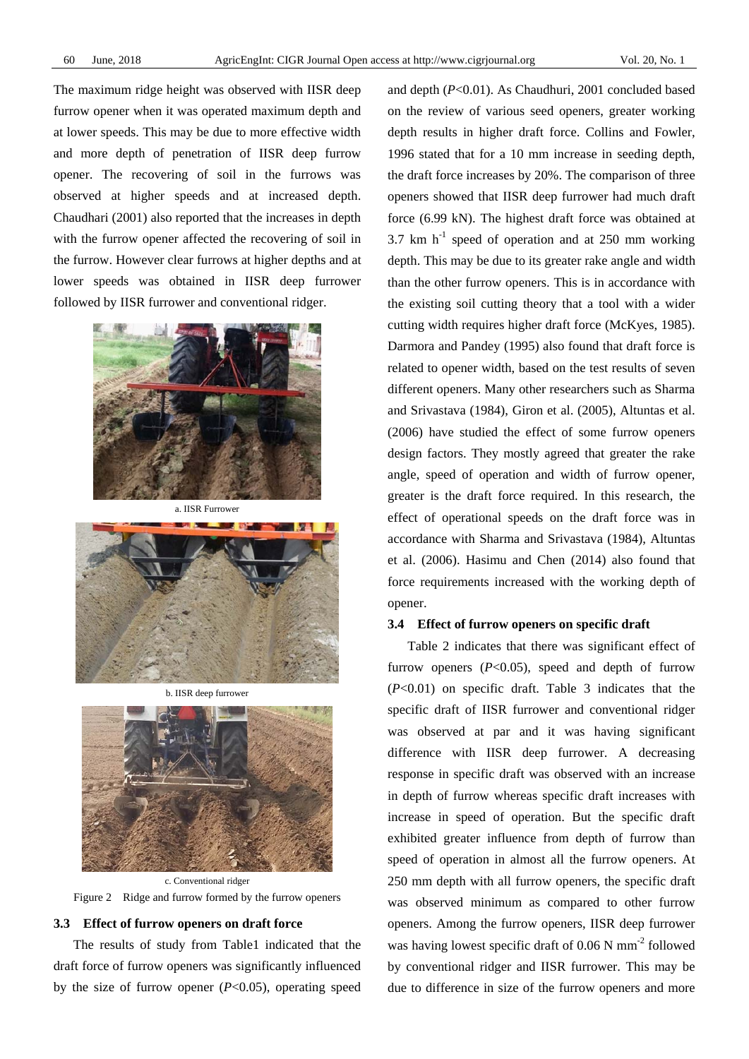The maximum ridge height was observed with IISR deep furrow opener when it was operated maximum depth and at lower speeds. This may be due to more effective width and more depth of penetration of IISR deep furrow opener. The recovering of soil in the furrows was observed at higher speeds and at increased depth. Chaudhari (2001) also reported that the increases in depth with the furrow opener affected the recovering of soil in the furrow. However clear furrows at higher depths and at lower speeds was obtained in IISR deep furrower followed by IISR furrower and conventional ridger.

a. IISR Furrower

b. IISR deep furrower

c. Conventional ridger

Figure 2 Ridge and furrow formed by the furrow openers

### 3.3 Effect of furrow openers on draft force

The results of study from Table1 indicated that the draft force of furrow openers was significantly influenced by the size of furrow opener ($P$<0.05), operating speed and depth ($P$<0.01). As Chaudhuri, 2001 concluded based on the review of various seed openers, greater working depth results in higher draft force. Collins and Fowler, 1996 stated that for a 10 mm increase in seeding depth, the draft force increases by 20%. The comparison of three openers showed that IISR deep furrower had much draft force (6.99 kN). The highest draft force was obtained at 3.7 km $h^{-1}$ speed of operation and at 250 mm working depth. This may be due to its greater rake angle and width than the other furrow openers. This is in accordance with the existing soil cutting theory that a tool with a wider cutting width requires higher draft force (McKyes, 1985). Darmora and Pandey (1995) also found that draft force is related to opener width, based on the test results of seven different openers. Many other researchers such as Sharma and Srivastava (1984), Giron et al. (2005), Altuntas et al. (2006) have studied the effect of some furrow openers design factors. They mostly agreed that greater the rake angle, speed of operation and width of furrow opener, greater is the draft force required. In this research, the effect of operational speeds on the draft force was in accordance with Sharma and Srivastava (1984), Altuntas et al. (2006). Hasimu and Chen (2014) also found that force requirements increased with the working depth of opener.

### 3.4 Effect of furrow openers on specific draft

Table 2 indicates that there was significant effect of furrow openers ($P$<0.05), speed and depth of furrow ($P$<0.01) on specific draft. Table 3 indicates that the specific draft of IISR furrower and conventional ridger was observed at par and it was having significant difference with IISR deep furrower. A decreasing response in specific draft was observed with an increase in depth of furrow whereas specific draft increases with increase in speed of operation. But the specific draft exhibited greater influence from depth of furrow than speed of operation in almost all the furrow openers. At 250 mm depth with all furrow openers, the specific draft was observed minimum as compared to other furrow openers. Among the furrow openers, IISR deep furrower was having lowest specific draft of 0.06 N $mm^{-2}$ followed by conventional ridger and IISR furrower. This may be due to difference in size of the furrow openers and more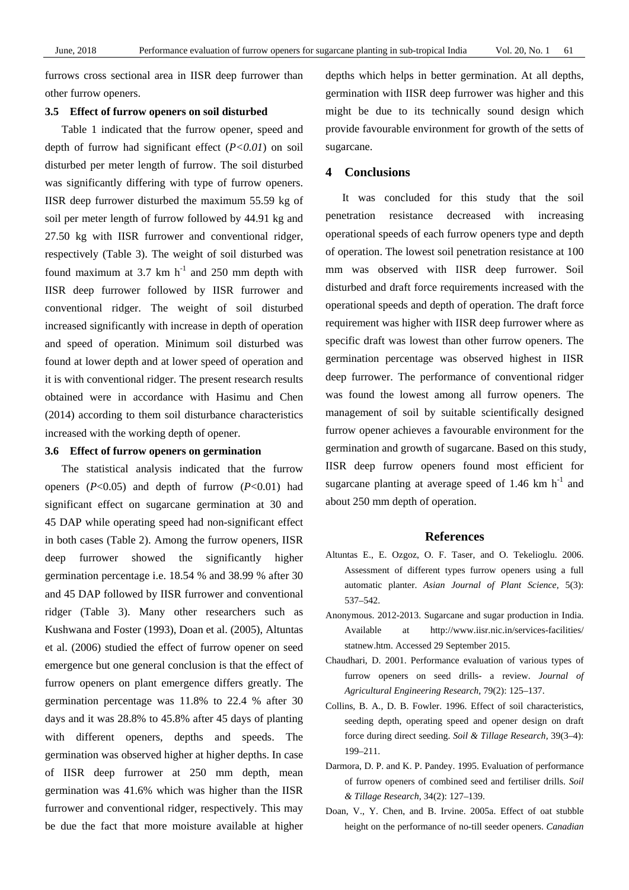furrows cross sectional area in IISR deep furrower than other furrow openers.

### 3.5 Effect of furrow openers on soil disturbed

Table 1 indicated that the furrow opener, speed and depth of furrow had significant effect (*P<0.01*) on soil disturbed per meter length of furrow. The soil disturbed was significantly differing with type of furrow openers. IISR deep furrower disturbed the maximum 55.59 kg of soil per meter length of furrow followed by 44.91 kg and 27.50 kg with IISR furrower and conventional ridger, respectively (Table 3). The weight of soil disturbed was found maximum at 3.7 km $h^{-1}$ and 250 mm depth with IISR deep furrower followed by IISR furrower and conventional ridger. The weight of soil disturbed increased significantly with increase in depth of operation and speed of operation. Minimum soil disturbed was found at lower depth and at lower speed of operation and it is with conventional ridger. The present research results obtained were in accordance with Hasimu and Chen (2014) according to them soil disturbance characteristics increased with the working depth of opener.

### 3.6 Effect of furrow openers on germination

The statistical analysis indicated that the furrow openers (*P*<0.05) and depth of furrow (*P*<0.01) had significant effect on sugarcane germination at 30 and 45 DAP while operating speed had non-significant effect in both cases (Table 2). Among the furrow openers, IISR deep furrower showed the significantly higher germination percentage i.e. 18.54 % and 38.99 % after 30 and 45 DAP followed by IISR furrower and conventional ridger (Table 3). Many other researchers such as Kushwana and Foster (1993), Doan et al. (2005), Altuntas et al. (2006) studied the effect of furrow opener on seed emergence but one general conclusion is that the effect of furrow openers on plant emergence differs greatly. The germination percentage was 11.8% to 22.4 % after 30 days and it was 28.8% to 45.8% after 45 days of planting with different openers, depths and speeds. The germination was observed higher at higher depths. In case of IISR deep furrower at 250 mm depth, mean germination was 41.6% which was higher than the IISR furrower and conventional ridger, respectively. This may be due the fact that more moisture available at higher depths which helps in better germination. At all depths, germination with IISR deep furrower was higher and this might be due to its technically sound design which provide favourable environment for growth of the setts of sugarcane.

## 4 Conclusions

It was concluded for this study that the soil penetration resistance decreased with increasing operational speeds of each furrow openers type and depth of operation. The lowest soil penetration resistance at 100 mm was observed with IISR deep furrower. Soil disturbed and draft force requirements increased with the operational speeds and depth of operation. The draft force requirement was higher with IISR deep furrower where as specific draft was lowest than other furrow openers. The germination percentage was observed highest in IISR deep furrower. The performance of conventional ridger was found the lowest among all furrow openers. The management of soil by suitable scientifically designed furrow opener achieves a favourable environment for the germination and growth of sugarcane. Based on this study, IISR deep furrow openers found most efficient for sugarcane planting at average speed of 1.46 km $h^{-1}$ and about 250 mm depth of operation.

## References

Altuntas E., E. Ozgoz, O. F. Taser, and O. Tekelioglu. 2006. Assessment of different types furrow openers using a full automatic planter. *Asian Journal of Plant Science,* 5(3): 537–542.

Anonymous. 2012-2013. Sugarcane and sugar production in India. Available at http://www.iisr.nic.in/services-facilities/statnew.htm. Accessed 29 September 2015.

Chaudhari, D. 2001. Performance evaluation of various types of furrow openers on seed drills- a review. *Journal of Agricultural Engineering Research,* 79(2): 125–137.

Collins, B. A., D. B. Fowler. 1996. Effect of soil characteristics, seeding depth, operating speed and opener design on draft force during direct seeding. *Soil & Tillage Research,* 39(3–4): 199–211.

Darmora, D. P. and K. P. Pandey. 1995. Evaluation of performance of furrow openers of combined seed and fertiliser drills. *Soil & Tillage Research,* 34(2): 127–139.

Doan, V., Y. Chen, and B. Irvine. 2005a. Effect of oat stubble height on the performance of no-till seeder openers. *Canadian*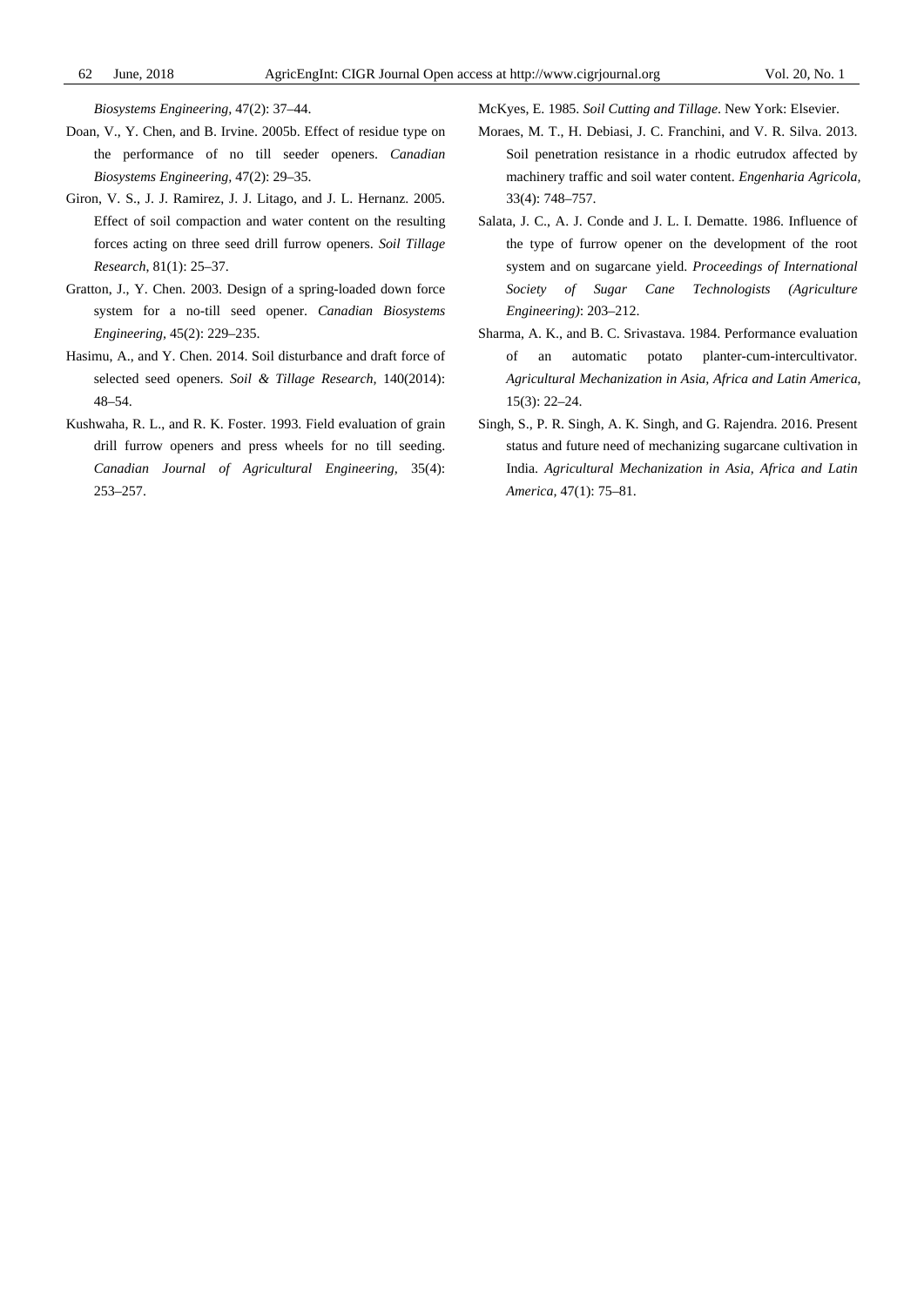Biosystems Engineering*, 47(2): 37–44.

Doan, V., Y. Chen, and B. Irvine. 2005b. Effect of residue type on the performance of no till seeder openers. *Canadian Biosystems Engineering*, 47(2): 29–35.

Giron, V. S., J. J. Ramirez, J. J. Litago, and J. L. Hernanz. 2005. Effect of soil compaction and water content on the resulting forces acting on three seed drill furrow openers. *Soil Tillage Research*, 81(1): 25–37.

Gratton, J., Y. Chen. 2003. Design of a spring-loaded down force system for a no-till seed opener. *Canadian Biosystems Engineering*, 45(2): 229–235.

Hasimu, A., and Y. Chen. 2014. Soil disturbance and draft force of selected seed openers. *Soil & Tillage Research*, 140(2014): 48–54.

Kushwaha, R. L., and R. K. Foster. 1993. Field evaluation of grain drill furrow openers and press wheels for no till seeding. *Canadian Journal of Agricultural Engineering*, 35(4): 253–257.

McKyes, E. 1985. *Soil Cutting and Tillage*. New York: Elsevier.

Moraes, M. T., H. Debiasi, J. C. Franchini, and V. R. Silva. 2013. Soil penetration resistance in a rhodic eutrudox affected by machinery traffic and soil water content. *Engenharia Agricola*, 33(4): 748–757.

Salata, J. C., A. J. Conde and J. L. I. Dematte. 1986. Influence of the type of furrow opener on the development of the root system and on sugarcane yield. *Proceedings of International Society of Sugar Cane Technologists (Agriculture Engineering)*: 203–212.

Sharma, A. K., and B. C. Srivastava. 1984. Performance evaluation of an automatic potato planter-cum-intercultivator. *Agricultural Mechanization in Asia, Africa and Latin America*, 15(3): 22–24.

Singh, S., P. R. Singh, A. K. Singh, and G. Rajendra. 2016. Present status and future need of mechanizing sugarcane cultivation in India. *Agricultural Mechanization in Asia, Africa and Latin America*, 47(1): 75–81.